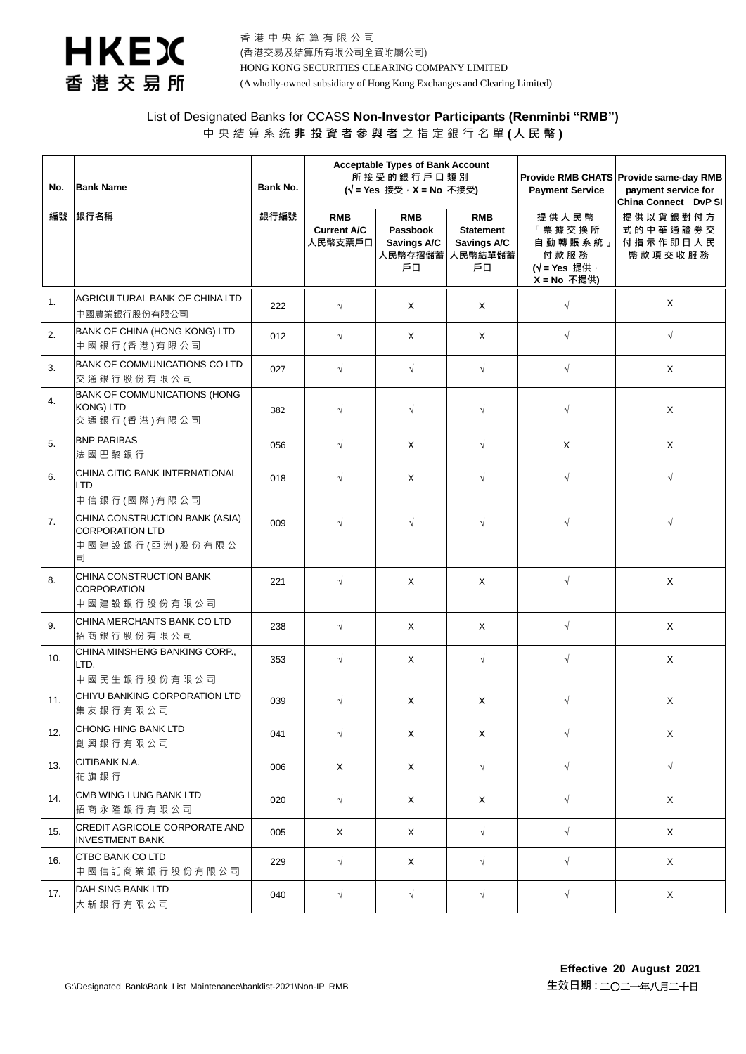香港中央結算有限公司
(香港交易及結算所有限公司全資附屬公司)
HONG KONG SECURITIES CLEARING COMPANY LIMITED
(A wholly-owned subsidiary of Hong Kong Exchanges and Clearing Limited)

## List of Designated Banks for CCASS **Non-Investor Participants (Renminbi "RMB")**

## 中央結算系統**非投資者參與者**之指定銀行名單**(人民幣)**

| No. 編號 | Bank Name 銀行名稱 | Bank No. 銀行編號 | Acceptable Types of Bank Account 所接受的銀行戶口類別 (√ = Yes 接受，X = No 不接受) | | | Provide RMB CHATS Payment Service 提供人民幣「票據交換所自動轉賬系統」付款服務 (√ = Yes 提供，X = No 不提供) | Provide same-day RMB payment service for China Connect DvP SI 提供以貨銀對付方式的中華通證券交付指示作即日人民幣款項交收服務 |
|---|---|---|---|---|---|---|---|
| | | | RMB Current A/C 人民幣支票戶口 | RMB Passbook Savings A/C 人民幣存摺儲蓄戶口 | RMB Statement Savings A/C 人民幣結單儲蓄戶口 | | |
| 1. | AGRICULTURAL BANK OF CHINA LTD 中國農業銀行股份有限公司 | 222 | √ | X | X | √ | X |
| 2. | BANK OF CHINA (HONG KONG) LTD 中國銀行(香港)有限公司 | 012 | √ | X | X | √ | √ |
| 3. | BANK OF COMMUNICATIONS CO LTD 交通銀行股份有限公司 | 027 | √ | √ | √ | √ | X |
| 4. | BANK OF COMMUNICATIONS (HONG KONG) LTD 交通銀行(香港)有限公司 | 382 | √ | √ | √ | √ | X |
| 5. | BNP PARIBAS 法國巴黎銀行 | 056 | √ | X | √ | X | X |
| 6. | CHINA CITIC BANK INTERNATIONAL LTD 中信銀行(國際)有限公司 | 018 | √ | X | √ | √ | √ |
| 7. | CHINA CONSTRUCTION BANK (ASIA) CORPORATION LTD 中國建設銀行(亞洲)股份有限公司 | 009 | √ | √ | √ | √ | √ |
| 8. | CHINA CONSTRUCTION BANK CORPORATION 中國建設銀行股份有限公司 | 221 | √ | X | X | √ | X |
| 9. | CHINA MERCHANTS BANK CO LTD 招商銀行股份有限公司 | 238 | √ | X | X | √ | X |
| 10. | CHINA MINSHENG BANKING CORP., LTD. 中國民生銀行股份有限公司 | 353 | √ | X | √ | √ | X |
| 11. | CHIYU BANKING CORPORATION LTD 集友銀行有限公司 | 039 | √ | X | X | √ | X |
| 12. | CHONG HING BANK LTD 創興銀行有限公司 | 041 | √ | X | X | √ | X |
| 13. | CITIBANK N.A. 花旗銀行 | 006 | X | X | √ | √ | √ |
| 14. | CMB WING LUNG BANK LTD 招商永隆銀行有限公司 | 020 | √ | X | X | √ | X |
| 15. | CREDIT AGRICOLE CORPORATE AND INVESTMENT BANK | 005 | X | X | √ | √ | X |
| 16. | CTBC BANK CO LTD 中國信託商業銀行股份有限公司 | 229 | √ | X | √ | √ | X |
| 17. | DAH SING BANK LTD 大新銀行有限公司 | 040 | √ | √ | √ | √ | X |

G:\Designated Bank\Bank List Maintenance\banklist-2021\Non-IP RMB

**Effective 20 August 2021**
**生效日期：**二〇二一年八月二十日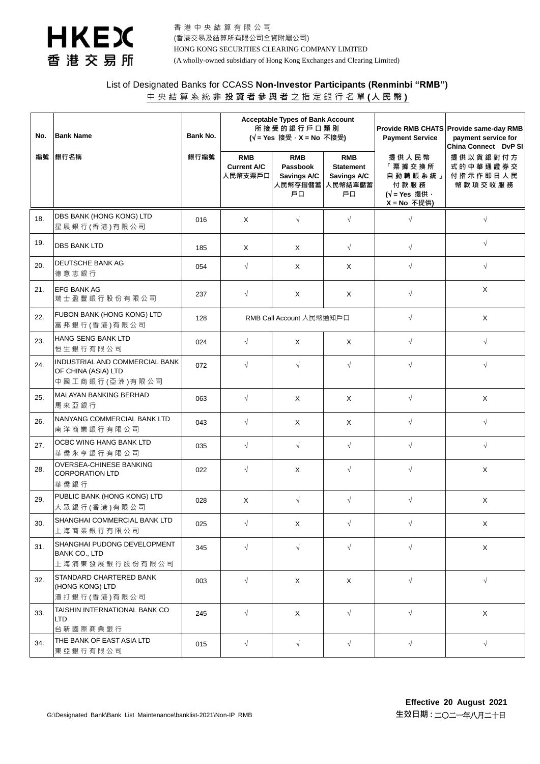香港中央結算有限公司
(香港交易及結算所有限公司全資附屬公司)
HONG KONG SECURITIES CLEARING COMPANY LIMITED
(A wholly-owned subsidiary of Hong Kong Exchanges and Clearing Limited)

## List of Designated Banks for CCASS **Non-Investor Participants (Renminbi "RMB")**

## 中央結算系統**非投資者參與者**之指定銀行名單**(人民幣)**

| No. 編號 | Bank Name 銀行名稱 | Bank No. 銀行編號 | Acceptable Types of Bank Account 所接受的銀行戶口類別 (√ = Yes 接受 · X = No 不接受) | | | Provide RMB CHATS Payment Service 提供人民幣「票據交換所自動轉賬系統」付款服務 (√ = Yes 提供 · X = No 不提供) | Provide same-day RMB payment service for China Connect DvP SI 提供以貨銀對付方式的中華通證券交付指示作即日人民幣款項交收服務 |
|---|---|---|---|---|---|---|---|
| | | | RMB Current A/C 人民幣支票戶口 | RMB Passbook Savings A/C 人民幣存摺儲蓄戶口 | RMB Statement Savings A/C 人民幣結單儲蓄戶口 | | |
| 18. | DBS BANK (HONG KONG) LTD 星展銀行(香港)有限公司 | 016 | X | √ | √ | √ | √ |
| 19. | DBS BANK LTD | 185 | X | X | √ | √ | √ |
| 20. | DEUTSCHE BANK AG 德意志銀行 | 054 | √ | X | X | √ | √ |
| 21. | EFG BANK AG 瑞士盈豐銀行股份有限公司 | 237 | √ | X | X | √ | X |
| 22. | FUBON BANK (HONG KONG) LTD 富邦銀行(香港)有限公司 | 128 | RMB Call Account 人民幣通知戶口 | | | √ | X |
| 23. | HANG SENG BANK LTD 恒生銀行有限公司 | 024 | √ | X | X | √ | √ |
| 24. | INDUSTRIAL AND COMMERCIAL BANK OF CHINA (ASIA) LTD 中國工商銀行(亞洲)有限公司 | 072 | √ | √ | √ | √ | √ |
| 25. | MALAYAN BANKING BERHAD 馬來亞銀行 | 063 | √ | X | X | √ | X |
| 26. | NANYANG COMMERCIAL BANK LTD 南洋商業銀行有限公司 | 043 | √ | X | X | √ | √ |
| 27. | OCBC WING HANG BANK LTD 華僑永亨銀行有限公司 | 035 | √ | √ | √ | √ | √ |
| 28. | OVERSEA-CHINESE BANKING CORPORATION LTD 華僑銀行 | 022 | √ | X | √ | √ | X |
| 29. | PUBLIC BANK (HONG KONG) LTD 大眾銀行(香港)有限公司 | 028 | X | √ | √ | √ | X |
| 30. | SHANGHAI COMMERCIAL BANK LTD 上海商業銀行有限公司 | 025 | √ | X | √ | √ | X |
| 31. | SHANGHAI PUDONG DEVELOPMENT BANK CO., LTD 上海浦東發展銀行股份有限公司 | 345 | √ | √ | √ | √ | X |
| 32. | STANDARD CHARTERED BANK (HONG KONG) LTD 渣打銀行(香港)有限公司 | 003 | √ | X | X | √ | √ |
| 33. | TAISHIN INTERNATIONAL BANK CO LTD 台新國際商業銀行 | 245 | √ | X | √ | √ | X |
| 34. | THE BANK OF EAST ASIA LTD 東亞銀行有限公司 | 015 | √ | √ | √ | √ | √ |

G:\Designated Bank\Bank List Maintenance\banklist-2021\Non-IP RMB

**Effective 20 August 2021**
**生效日期 :** 二〇二一年八月二十日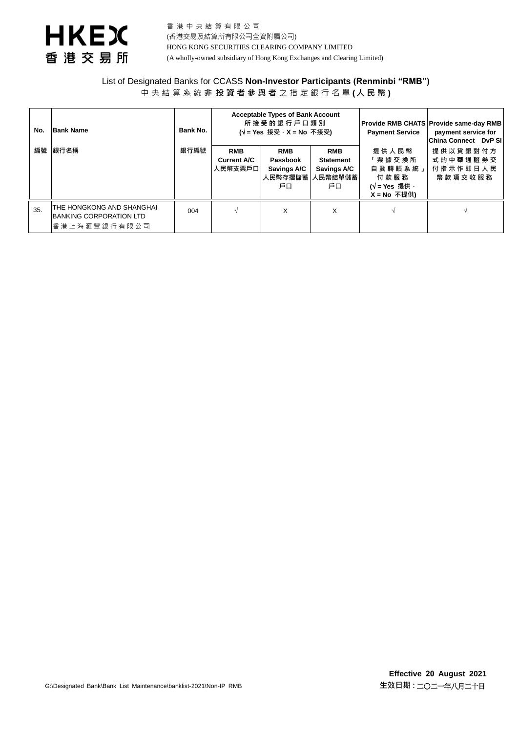香港中央結算有限公司
(香港交易及結算所有限公司全資附屬公司)
HONG KONG SECURITIES CLEARING COMPANY LIMITED
(A wholly-owned subsidiary of Hong Kong Exchanges and Clearing Limited)

## List of Designated Banks for CCASS **Non-Investor Participants (Renminbi "RMB")**

## 中央結算系統**非投資者參與者**之指定銀行名單**(人民幣)**

| No. 編號 | Bank Name 銀行名稱 | Bank No. 銀行編號 | Acceptable Types of Bank Account 所接受的銀行戶口類別 (√ = Yes 接受，X = No 不接受) | | | Provide RMB CHATS Payment Service 提供人民幣「票據交換所自動轉賬系統」付款服務 (√ = Yes 提供， X = No 不提供) | Provide same-day RMB payment service for China Connect DvP SI 提供以貨銀對付方式的中華通證券交付指示作即日人民幣款項交收服務 |
|---|---|---|---|---|---|---|---|
| | | | **RMB Current A/C** 人民幣支票戶口 | **RMB Passbook Savings A/C** 人民幣存摺儲蓄戶口 | **RMB Statement Savings A/C** 人民幣結單儲蓄戶口 | | |
| 35. | THE HONGKONG AND SHANGHAI BANKING CORPORATION LTD 香港上海滙豐銀行有限公司 | 004 | √ | X | X | √ | √ |

G:\Designated Bank\Bank List Maintenance\banklist-2021\Non-IP RMB

**Effective 20 August 2021**
**生效日期 : 二〇二一年八月二十日**